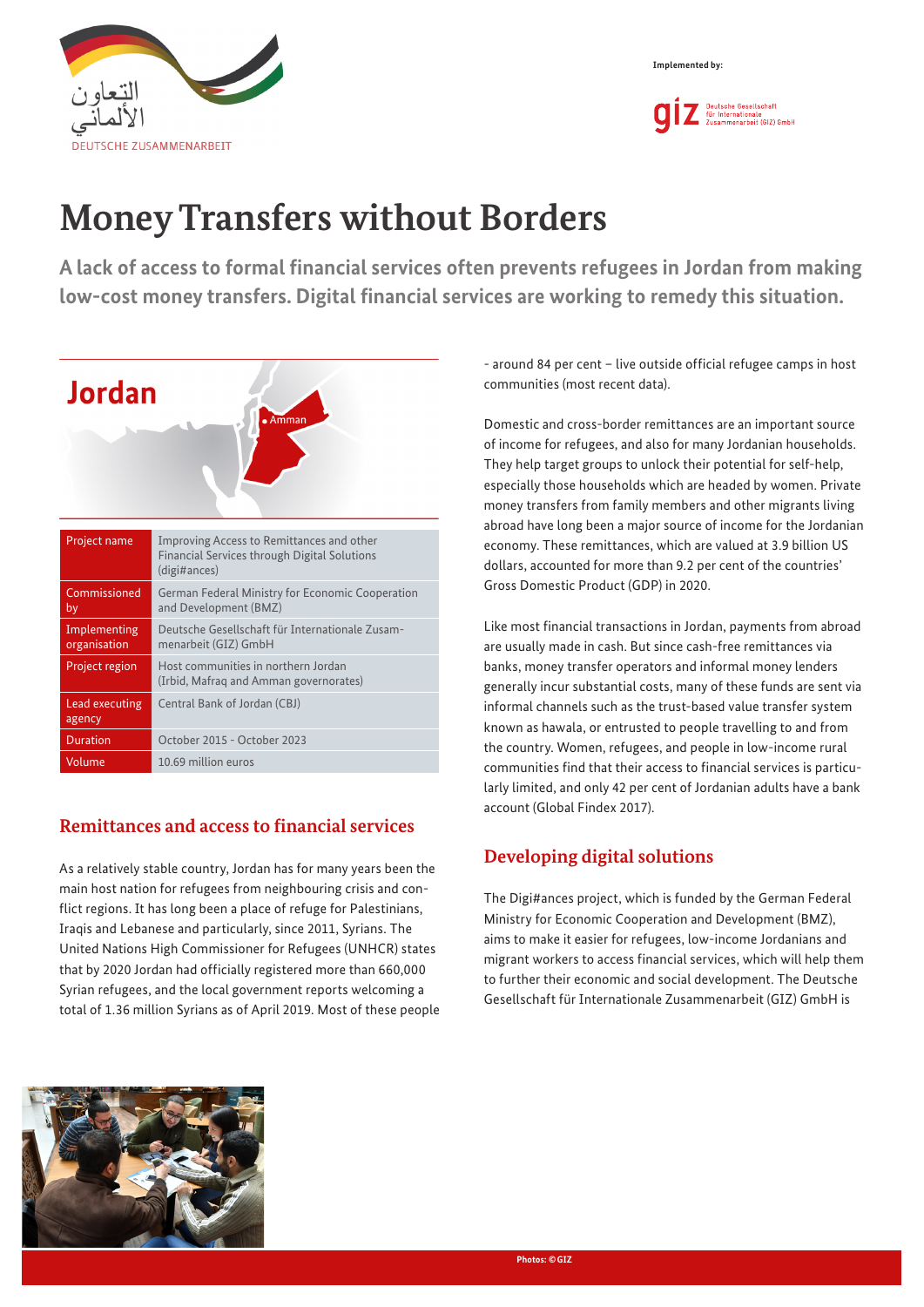التعاون الألماني
DEUTSCHE ZUSAMMENARBEIT

Implemented by:

giz Deutsche Gesellschaft für Internationale Zusammenarbeit (GIZ) GmbH

# Money Transfers without Borders

**A lack of access to formal financial services often prevents refugees in Jordan from making low-cost money transfers. Digital financial services are working to remedy this situation.**

## Jordan

Amman

| Project name | Improving Access to Remittances and other Financial Services through Digital Solutions (digi#ances) |
|---|---|
| Commissioned by | German Federal Ministry for Economic Cooperation and Development (BMZ) |
| Implementing organisation | Deutsche Gesellschaft für Internationale Zusammenarbeit (GIZ) GmbH |
| Project region | Host communities in northern Jordan (Irbid, Mafraq and Amman governorates) |
| Lead executing agency | Central Bank of Jordan (CBJ) |
| Duration | October 2015 - October 2023 |
| Volume | 10.69 million euros |

## Remittances and access to financial services

As a relatively stable country, Jordan has for many years been the main host nation for refugees from neighbouring crisis and conflict regions. It has long been a place of refuge for Palestinians, Iraqis and Lebanese and particularly, since 2011, Syrians. The United Nations High Commissioner for Refugees (UNHCR) states that by 2020 Jordan had officially registered more than 660,000 Syrian refugees, and the local government reports welcoming a total of 1.36 million Syrians as of April 2019. Most of these people - around 84 per cent – live outside official refugee camps in host communities (most recent data).

Domestic and cross-border remittances are an important source of income for refugees, and also for many Jordanian households. They help target groups to unlock their potential for self-help, especially those households which are headed by women. Private money transfers from family members and other migrants living abroad have long been a major source of income for the Jordanian economy. These remittances, which are valued at 3.9 billion US dollars, accounted for more than 9.2 per cent of the countries' Gross Domestic Product (GDP) in 2020.

Like most financial transactions in Jordan, payments from abroad are usually made in cash. But since cash-free remittances via banks, money transfer operators and informal money lenders generally incur substantial costs, many of these funds are sent via informal channels such as the trust-based value transfer system known as hawala, or entrusted to people travelling to and from the country. Women, refugees, and people in low-income rural communities find that their access to financial services is particularly limited, and only 42 per cent of Jordanian adults have a bank account (Global Findex 2017).

## Developing digital solutions

The Digi#ances project, which is funded by the German Federal Ministry for Economic Cooperation and Development (BMZ), aims to make it easier for refugees, low-income Jordanians and migrant workers to access financial services, which will help them to further their economic and social development. The Deutsche Gesellschaft für Internationale Zusammenarbeit (GIZ) GmbH is

Photos: © GIZ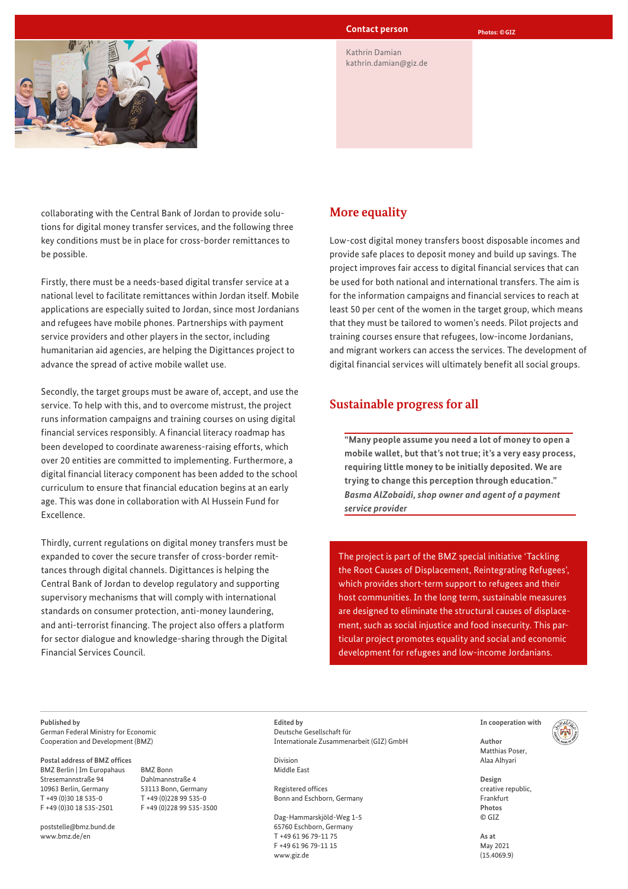**Contact person**

Photos: © GIZ

Kathrin Damian
kathrin.damian@giz.de

collaborating with the Central Bank of Jordan to provide solutions for digital money transfer services, and the following three key conditions must be in place for cross-border remittances to be possible.

Firstly, there must be a needs-based digital transfer service at a national level to facilitate remittances within Jordan itself. Mobile applications are especially suited to Jordan, since most Jordanians and refugees have mobile phones. Partnerships with payment service providers and other players in the sector, including humanitarian aid agencies, are helping the Digittances project to advance the spread of active mobile wallet use.

Secondly, the target groups must be aware of, accept, and use the service. To help with this, and to overcome mistrust, the project runs information campaigns and training courses on using digital financial services responsibly. A financial literacy roadmap has been developed to coordinate awareness-raising efforts, which over 20 entities are committed to implementing. Furthermore, a digital financial literacy component has been added to the school curriculum to ensure that financial education begins at an early age. This was done in collaboration with Al Hussein Fund for Excellence.

Thirdly, current regulations on digital money transfers must be expanded to cover the secure transfer of cross-border remittances through digital channels. Digittances is helping the Central Bank of Jordan to develop regulatory and supporting supervisory mechanisms that will comply with international standards on consumer protection, anti-money laundering, and anti-terrorist financing. The project also offers a platform for sector dialogue and knowledge-sharing through the Digital Financial Services Council.

## More equality

Low-cost digital money transfers boost disposable incomes and provide safe places to deposit money and build up savings. The project improves fair access to digital financial services that can be used for both national and international transfers. The aim is for the information campaigns and financial services to reach at least 50 per cent of the women in the target group, which means that they must be tailored to women's needs. Pilot projects and training courses ensure that refugees, low-income Jordanians, and migrant workers can access the services. The development of digital financial services will ultimately benefit all social groups.

## Sustainable progress for all

> **"Many people assume you need a lot of money to open a mobile wallet, but that's not true; it's a very easy process, requiring little money to be initially deposited. We are trying to change this perception through education."**
> ***Basma AlZobaidi, shop owner and agent of a payment service provider***

The project is part of the BMZ special initiative 'Tackling the Root Causes of Displacement, Reintegrating Refugees', which provides short-term support to refugees and their host communities. In the long term, sustainable measures are designed to eliminate the structural causes of displacement, such as social injustice and food insecurity. This particular project promotes equality and social and economic development for refugees and low-income Jordanians.

**Published by**
German Federal Ministry for Economic Cooperation and Development (BMZ)

**Postal address of BMZ offices**

BMZ Berlin | Im Europahaus
Stresemannstraße 94
10963 Berlin, Germany
T +49 (0)30 18 535-0
F +49 (0)30 18 535-2501

BMZ Bonn
Dahlmannstraße 4
53113 Bonn, Germany
T +49 (0)228 99 535-0
F +49 (0)228 99 535-3500

poststelle@bmz.bund.de
www.bmz.de/en

**Edited by**
Deutsche Gesellschaft für Internationale Zusammenarbeit (GIZ) GmbH

Division
Middle East

Registered offices
Bonn and Eschborn, Germany

Dag-Hammarskjöld-Weg 1-5
65760 Eschborn, Germany
T +49 61 96 79-11 75
F +49 61 96 79-11 15
www.giz.de

**In cooperation with**

**Author**
Matthias Poser,
Alaa Alhyari

**Design**
creative republic,
Frankfurt

**Photos**
© GIZ

**As at**
May 2021
(15.4069.9)